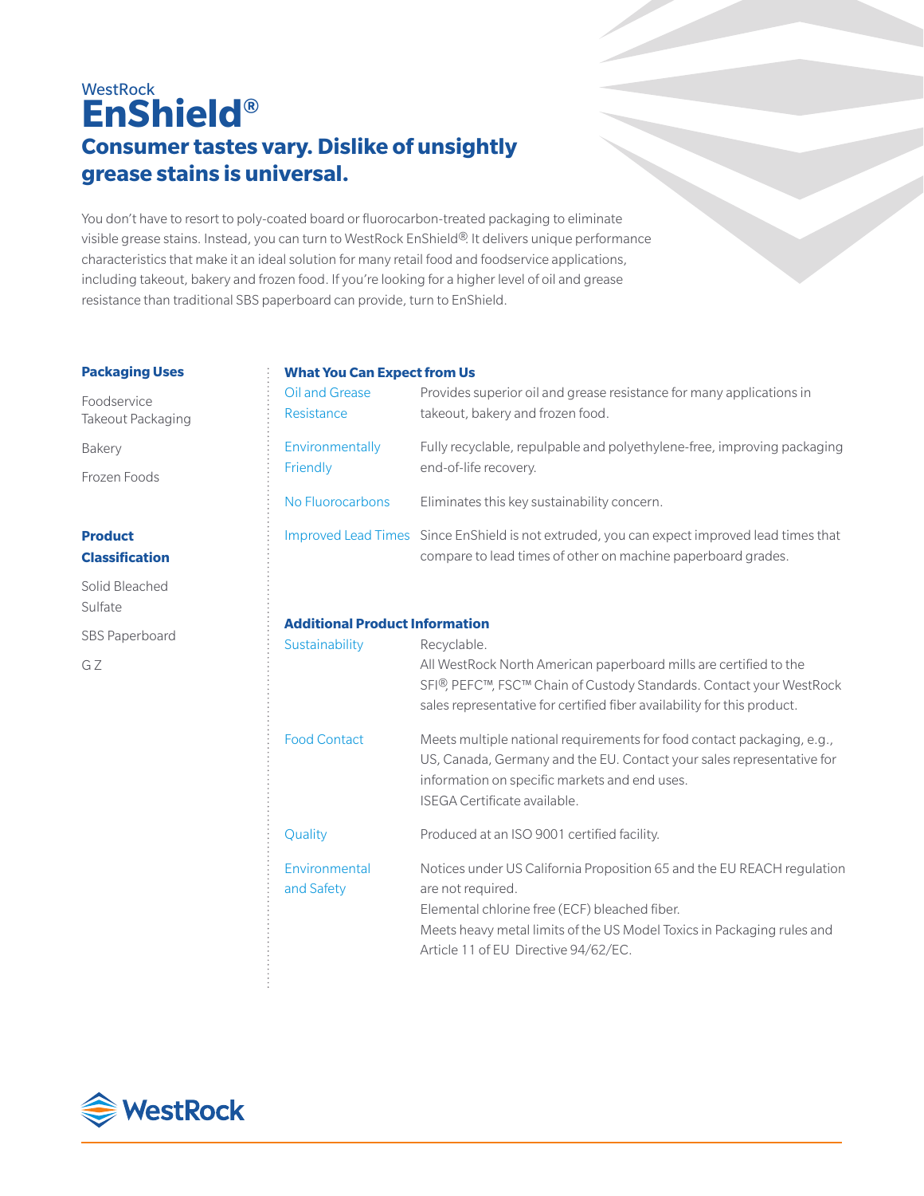WestRock

# EnShield®

## Consumer tastes vary. Dislike of unsightly grease stains is universal.

You don't have to resort to poly-coated board or fluorocarbon-treated packaging to eliminate visible grease stains. Instead, you can turn to WestRock EnShield®. It delivers unique performance characteristics that make it an ideal solution for many retail food and foodservice applications, including takeout, bakery and frozen food. If you're looking for a higher level of oil and grease resistance than traditional SBS paperboard can provide, turn to EnShield.

### Packaging Uses

Foodservice Takeout Packaging

Bakery

Frozen Foods

### Product Classification

Solid Bleached Sulfate

SBS Paperboard

G Z

### What You Can Expect from Us

| | |
|---|---|
| Oil and Grease Resistance | Provides superior oil and grease resistance for many applications in takeout, bakery and frozen food. |
| Environmentally Friendly | Fully recyclable, repulpable and polyethylene-free, improving packaging end-of-life recovery. |
| No Fluorocarbons | Eliminates this key sustainability concern. |
| Improved Lead Times | Since EnShield is not extruded, you can expect improved lead times that compare to lead times of other on machine paperboard grades. |

### Additional Product Information

| | |
|---|---|
| Sustainability | Recyclable.<br>All WestRock North American paperboard mills are certified to the SFI®, PEFC™, FSC™ Chain of Custody Standards. Contact your WestRock sales representative for certified fiber availability for this product. |
| Food Contact | Meets multiple national requirements for food contact packaging, e.g., US, Canada, Germany and the EU. Contact your sales representative for information on specific markets and end uses.<br>ISEGA Certificate available. |
| Quality | Produced at an ISO 9001 certified facility. |
| Environmental and Safety | Notices under US California Proposition 65 and the EU REACH regulation are not required.<br>Elemental chlorine free (ECF) bleached fiber.<br>Meets heavy metal limits of the US Model Toxics in Packaging rules and Article 11 of EU Directive 94/62/EC. |

WestRock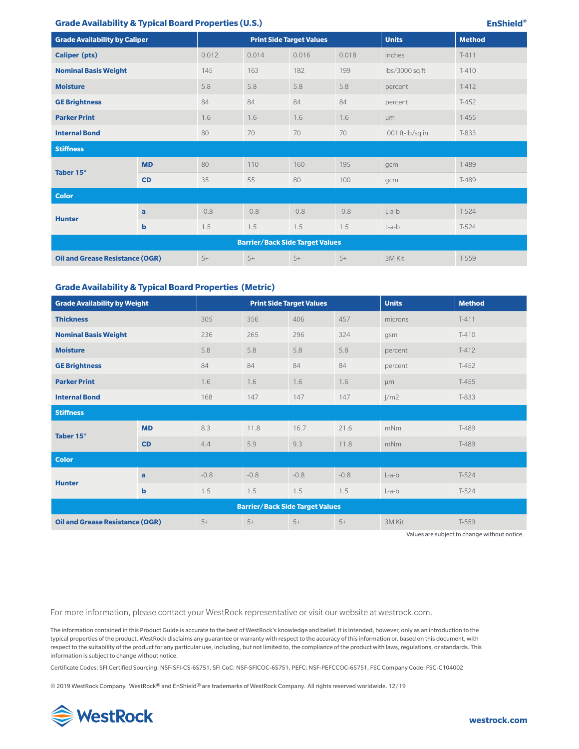## Grade Availability & Typical Board Properties (U.S.)

EnShield®

| Grade Availability by Caliper | | Print Side Target Values | | | | Units | Method |
|---|---|---|---|---|---|---|---|
| **Caliper (pts)** | | 0.012 | 0.014 | 0.016 | 0.018 | inches | T-411 |
| **Nominal Basis Weight** | | 145 | 163 | 182 | 199 | lbs/3000 sq ft | T-410 |
| **Moisture** | | 5.8 | 5.8 | 5.8 | 5.8 | percent | T-412 |
| **GE Brightness** | | 84 | 84 | 84 | 84 | percent | T-452 |
| **Parker Print** | | 1.6 | 1.6 | 1.6 | 1.6 | µm | T-455 |
| **Internal Bond** | | 80 | 70 | 70 | 70 | .001 ft-lb/sq in | T-833 |
| **Stiffness** | | | | | | | |
| **Taber 15°** | **MD** | 80 | 110 | 160 | 195 | gcm | T-489 |
| | **CD** | 35 | 55 | 80 | 100 | gcm | T-489 |
| **Color** | | | | | | | |
| **Hunter** | **a** | -0.8 | -0.8 | -0.8 | -0.8 | L-a-b | T-524 |
| | **b** | 1.5 | 1.5 | 1.5 | 1.5 | L-a-b | T-524 |
| **Barrier/Back Side Target Values** | | | | | | | |
| **Oil and Grease Resistance (OGR)** | | 5+ | 5+ | 5+ | 5+ | 3M Kit | T-559 |

## Grade Availability & Typical Board Properties (Metric)

| Grade Availability by Weight | | Print Side Target Values | | | | Units | Method |
|---|---|---|---|---|---|---|---|
| **Thickness** | | 305 | 356 | 406 | 457 | microns | T-411 |
| **Nominal Basis Weight** | | 236 | 265 | 296 | 324 | gsm | T-410 |
| **Moisture** | | 5.8 | 5.8 | 5.8 | 5.8 | percent | T-412 |
| **GE Brightness** | | 84 | 84 | 84 | 84 | percent | T-452 |
| **Parker Print** | | 1.6 | 1.6 | 1.6 | 1.6 | µm | T-455 |
| **Internal Bond** | | 168 | 147 | 147 | 147 | J/m2 | T-833 |
| **Stiffness** | | | | | | | |
| **Taber 15°** | **MD** | 8.3 | 11.8 | 16.7 | 21.6 | mNm | T-489 |
| | **CD** | 4.4 | 5.9 | 9.3 | 11.8 | mNm | T-489 |
| **Color** | | | | | | | |
| **Hunter** | **a** | -0.8 | -0.8 | -0.8 | -0.8 | L-a-b | T-524 |
| | **b** | 1.5 | 1.5 | 1.5 | 1.5 | L-a-b | T-524 |
| **Barrier/Back Side Target Values** | | | | | | | |
| **Oil and Grease Resistance (OGR)** | | 5+ | 5+ | 5+ | 5+ | 3M Kit | T-559 |

Values are subject to change without notice.

For more information, please contact your WestRock representative or visit our website at westrock.com.

The information contained in this Product Guide is accurate to the best of WestRock's knowledge and belief. It is intended, however, only as an introduction to the typical properties of the product. WestRock disclaims any guarantee or warranty with respect to the accuracy of this information or, based on this document, with respect to the suitability of the product for any particular use, including, but not limited to, the compliance of the product with laws, regulations, or standards. This information is subject to change without notice.

Certificate Codes: SFI Certified Sourcing: NSF-SFI-CS-6S751, SFI CoC: NSF-SFICOC-6S751, PEFC: NSF-PEFCCOC-6S751, FSC Company Code: FSC-C104002

© 2019 WestRock Company. WestRock® and EnShield® are trademarks of WestRock Company. All rights reserved worldwide. 12/19

WestRock

westrock.com